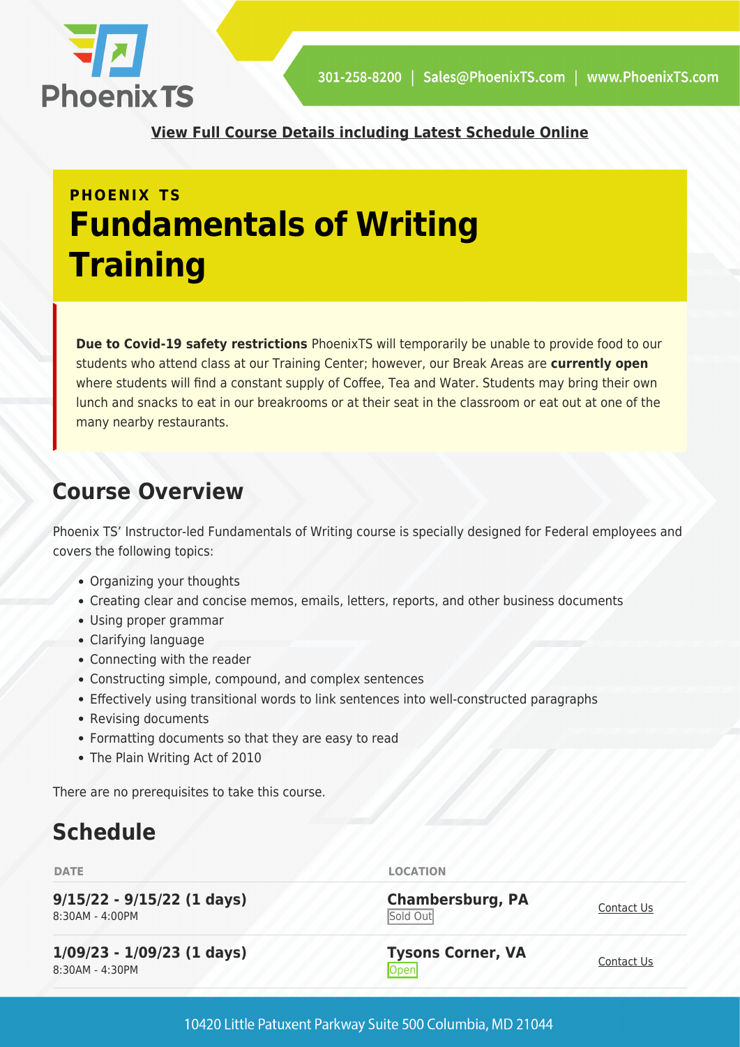[View Full Course Details including Latest Schedule Online]

PHOENIX TS

# Fundamentals of Writing Training

**Due to Covid-19 safety restrictions** PhoenixTS will temporarily be unable to provide food to our students who attend class at our Training Center; however, our Break Areas are **currently open** where students will find a constant supply of Coffee, Tea and Water. Students may bring their own lunch and snacks to eat in our breakrooms or at their seat in the classroom or eat out at one of the many nearby restaurants.

## Course Overview

Phoenix TS' Instructor-led Fundamentals of Writing course is specially designed for Federal employees and covers the following topics:

- Organizing your thoughts
- Creating clear and concise memos, emails, letters, reports, and other business documents
- Using proper grammar
- Clarifying language
- Connecting with the reader
- Constructing simple, compound, and complex sentences
- Effectively using transitional words to link sentences into well-constructed paragraphs
- Revising documents
- Formatting documents so that they are easy to read
- The Plain Writing Act of 2010

There are no prerequisites to take this course.

## Schedule

| DATE | LOCATION | |
|---|---|---|
| **9/15/22 - 9/15/22 (1 days)** 8:30AM - 4:00PM | **Chambersburg, PA** Sold Out | Contact Us |
| **1/09/23 - 1/09/23 (1 days)** 8:30AM - 4:30PM | **Tysons Corner, VA** Open | Contact Us |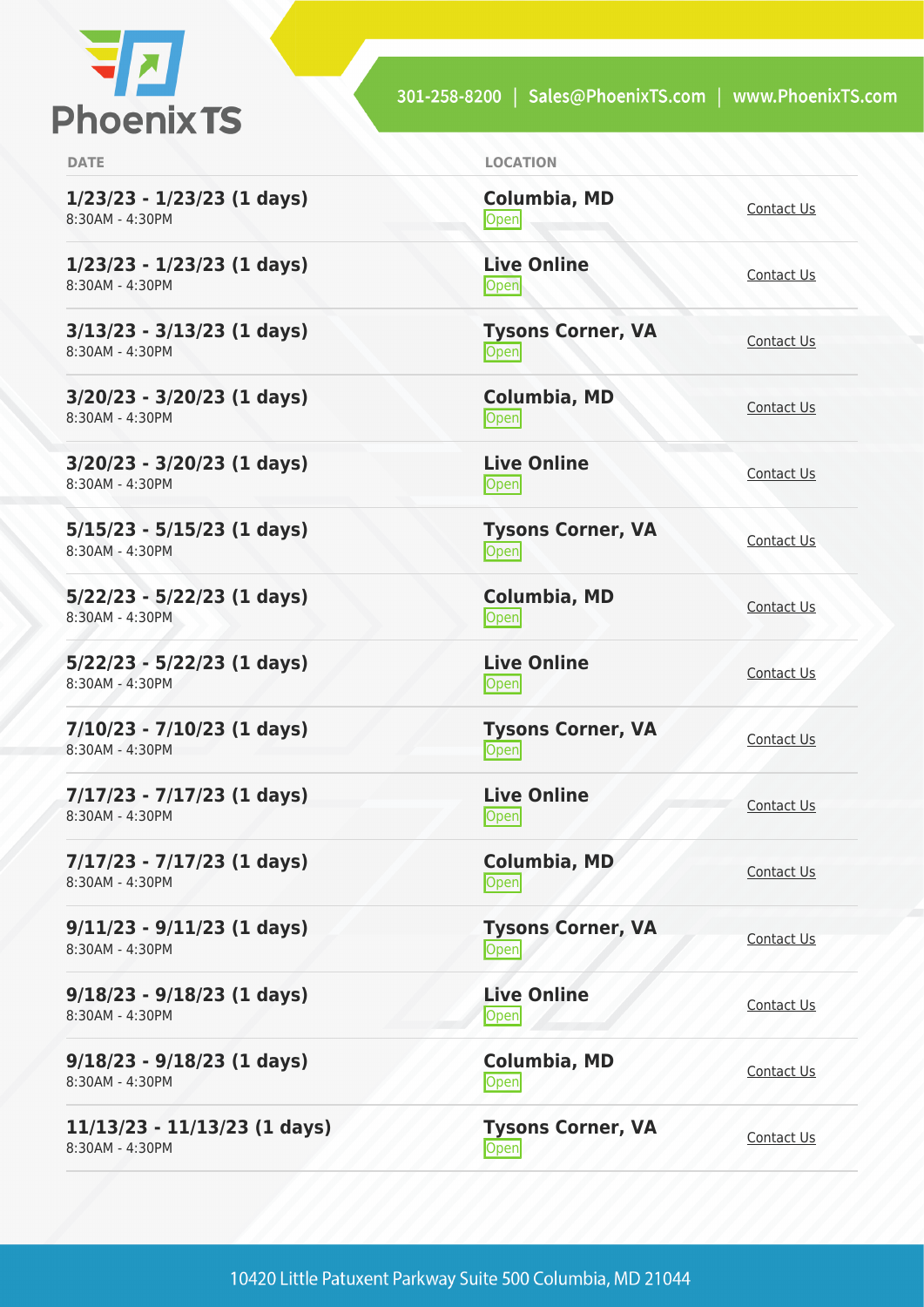| DATE | LOCATION | |
|---|---|---|
| **1/23/23 - 1/23/23 (1 days)**<br>8:30AM - 4:30PM | **Columbia, MD**<br>Open | Contact Us |
| **1/23/23 - 1/23/23 (1 days)**<br>8:30AM - 4:30PM | **Live Online**<br>Open | Contact Us |
| **3/13/23 - 3/13/23 (1 days)**<br>8:30AM - 4:30PM | **Tysons Corner, VA**<br>Open | Contact Us |
| **3/20/23 - 3/20/23 (1 days)**<br>8:30AM - 4:30PM | **Columbia, MD**<br>Open | Contact Us |
| **3/20/23 - 3/20/23 (1 days)**<br>8:30AM - 4:30PM | **Live Online**<br>Open | Contact Us |
| **5/15/23 - 5/15/23 (1 days)**<br>8:30AM - 4:30PM | **Tysons Corner, VA**<br>Open | Contact Us |
| **5/22/23 - 5/22/23 (1 days)**<br>8:30AM - 4:30PM | **Columbia, MD**<br>Open | Contact Us |
| **5/22/23 - 5/22/23 (1 days)**<br>8:30AM - 4:30PM | **Live Online**<br>Open | Contact Us |
| **7/10/23 - 7/10/23 (1 days)**<br>8:30AM - 4:30PM | **Tysons Corner, VA**<br>Open | Contact Us |
| **7/17/23 - 7/17/23 (1 days)**<br>8:30AM - 4:30PM | **Live Online**<br>Open | Contact Us |
| **7/17/23 - 7/17/23 (1 days)**<br>8:30AM - 4:30PM | **Columbia, MD**<br>Open | Contact Us |
| **9/11/23 - 9/11/23 (1 days)**<br>8:30AM - 4:30PM | **Tysons Corner, VA**<br>Open | Contact Us |
| **9/18/23 - 9/18/23 (1 days)**<br>8:30AM - 4:30PM | **Live Online**<br>Open | Contact Us |
| **9/18/23 - 9/18/23 (1 days)**<br>8:30AM - 4:30PM | **Columbia, MD**<br>Open | Contact Us |
| **11/13/23 - 11/13/23 (1 days)**<br>8:30AM - 4:30PM | **Tysons Corner, VA**<br>Open | Contact Us |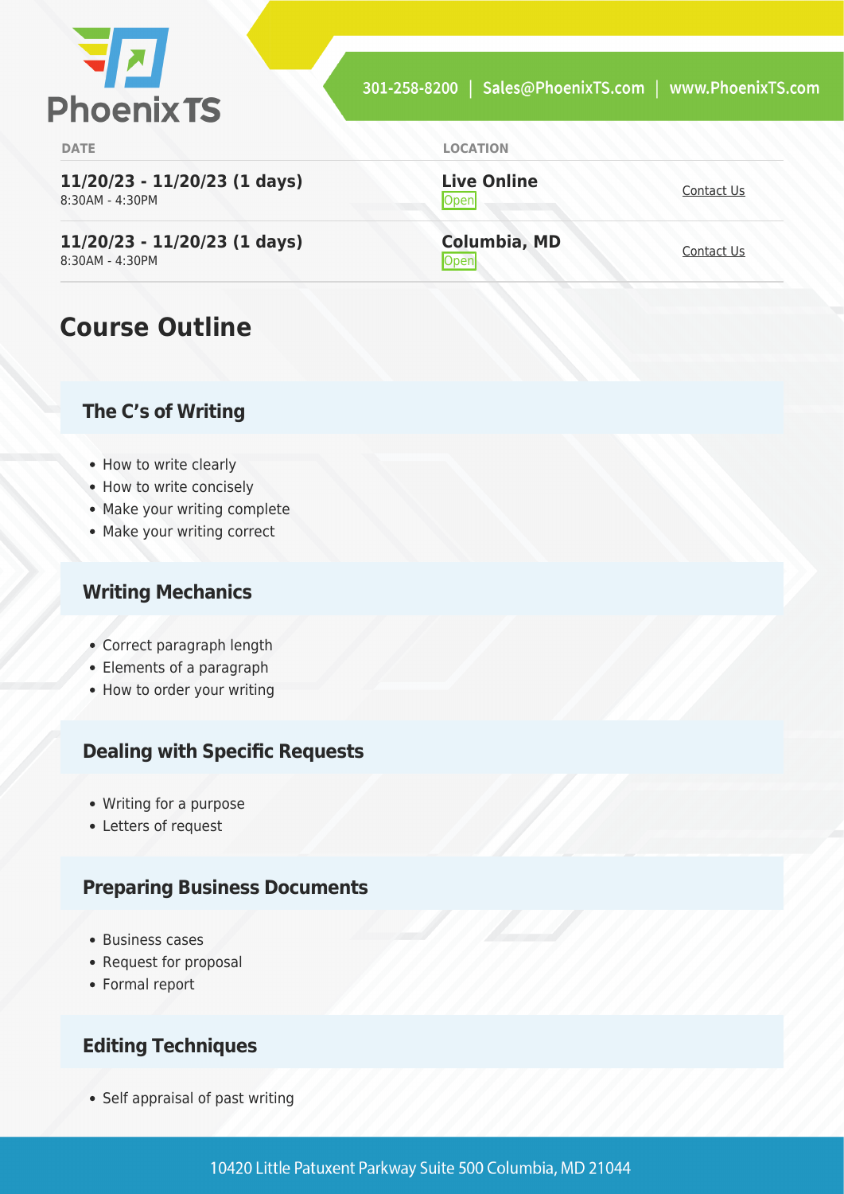| DATE | LOCATION | |
| --- | --- | --- |
| **11/20/23 - 11/20/23 (1 days)** 8:30AM - 4:30PM | **Live Online** Open | Contact Us |
| **11/20/23 - 11/20/23 (1 days)** 8:30AM - 4:30PM | **Columbia, MD** Open | Contact Us |

## Course Outline

### The C's of Writing

- How to write clearly
- How to write concisely
- Make your writing complete
- Make your writing correct

### Writing Mechanics

- Correct paragraph length
- Elements of a paragraph
- How to order your writing

### Dealing with Specific Requests

- Writing for a purpose
- Letters of request

### Preparing Business Documents

- Business cases
- Request for proposal
- Formal report

### Editing Techniques

- Self appraisal of past writing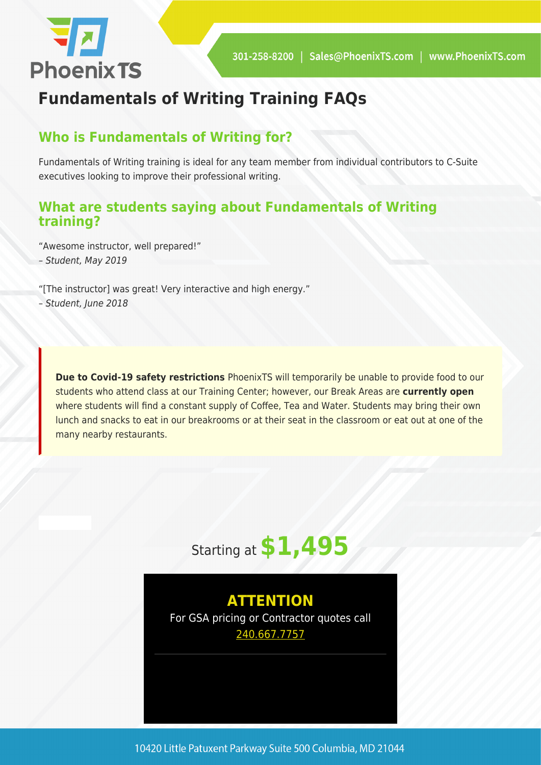# Fundamentals of Writing Training FAQs

## Who is Fundamentals of Writing for?

Fundamentals of Writing training is ideal for any team member from individual contributors to C-Suite executives looking to improve their professional writing.

## What are students saying about Fundamentals of Writing training?

"Awesome instructor, well prepared!"
– *Student, May 2019*

"[The instructor] was great! Very interactive and high energy."
– *Student, June 2018*

**Due to Covid-19 safety restrictions** PhoenixTS will temporarily be unable to provide food to our students who attend class at our Training Center; however, our Break Areas are **currently open** where students will find a constant supply of Coffee, Tea and Water. Students may bring their own lunch and snacks to eat in our breakrooms or at their seat in the classroom or eat out at one of the many nearby restaurants.

Starting at **$1,495**

**ATTENTION**

For GSA pricing or Contractor quotes call
240.667.7757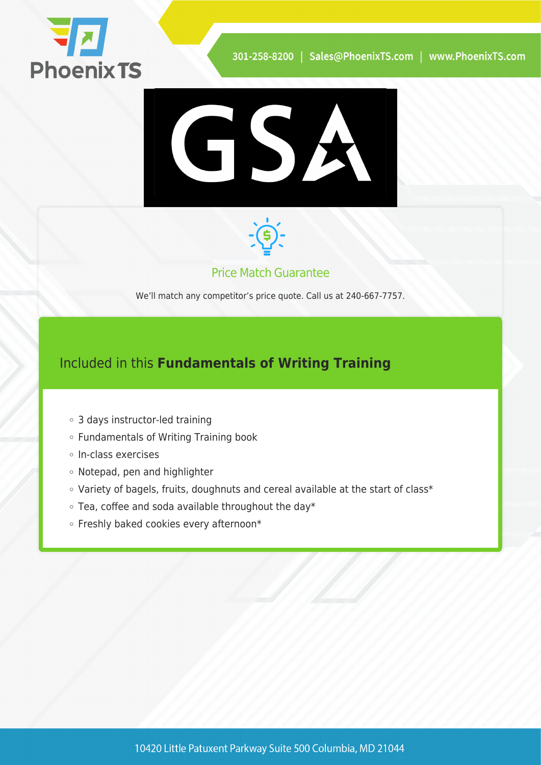Price Match Guarantee

We'll match any competitor's price quote. Call us at 240-667-7757.

## Included in this **Fundamentals of Writing Training**

- 3 days instructor-led training
- Fundamentals of Writing Training book
- In-class exercises
- Notepad, pen and highlighter
- Variety of bagels, fruits, doughnuts and cereal available at the start of class*
- Tea, coffee and soda available throughout the day*
- Freshly baked cookies every afternoon*